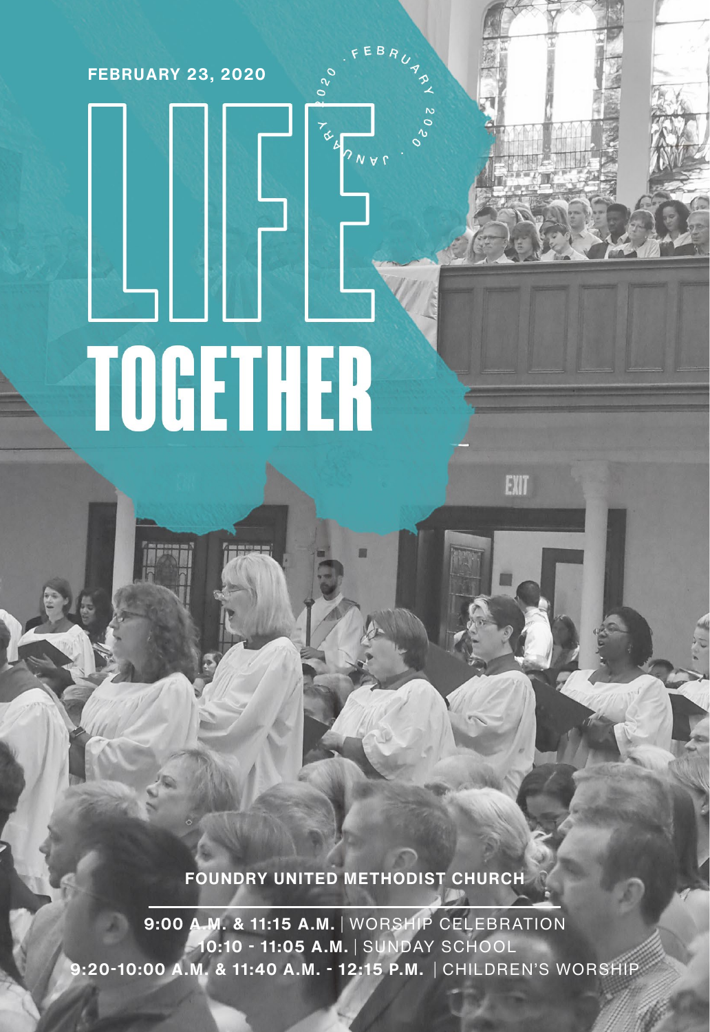FEBRUARY 23, 2020

JANUARY 2020 · FEBRUARY 2020 ·

# LIFE TOGETHER

FOUNDRY UNITED METHODIST CHURCH

**9:00 A.M. & 11:15 A.M.** | WORSHIP CELEBRATION

**10:10 - 11:05 A.M.** | SUNDAY SCHOOL

**9:20-10:00 A.M. & 11:40 A.M. - 12:15 P.M.** | CHILDREN'S WORSHIP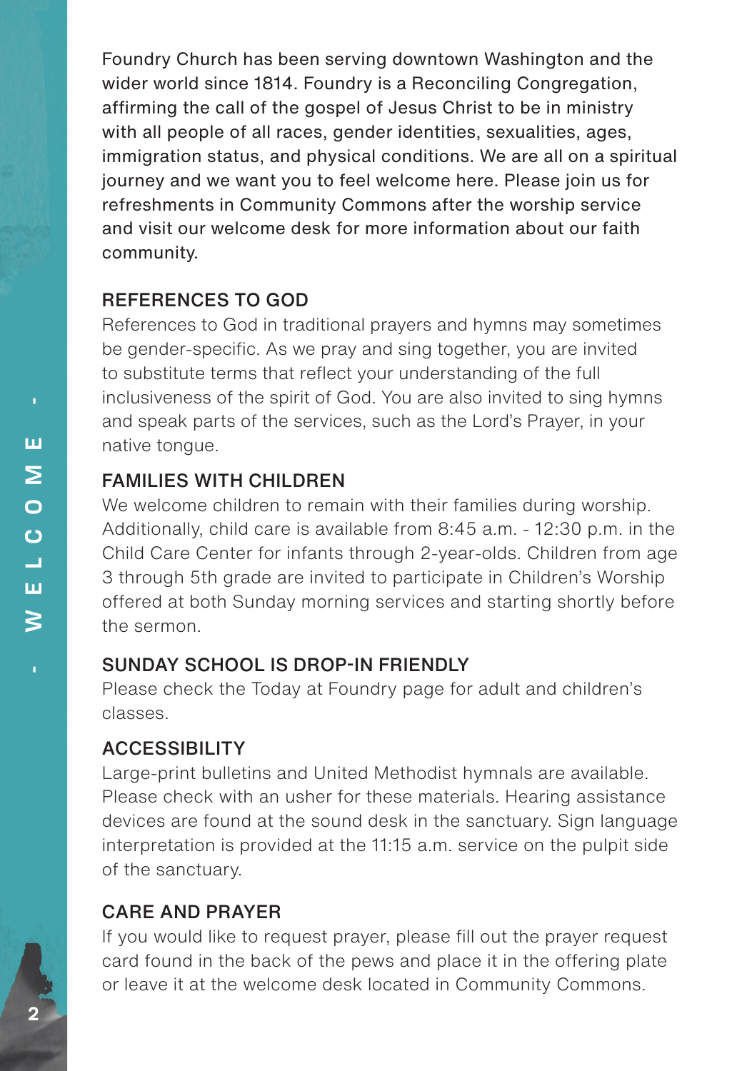Foundry Church has been serving downtown Washington and the wider world since 1814. Foundry is a Reconciling Congregation, affirming the call of the gospel of Jesus Christ to be in ministry with all people of all races, gender identities, sexualities, ages, immigration status, and physical conditions. We are all on a spiritual journey and we want you to feel welcome here. Please join us for refreshments in Community Commons after the worship service and visit our welcome desk for more information about our faith community.

## REFERENCES TO GOD

References to God in traditional prayers and hymns may sometimes be gender-specific. As we pray and sing together, you are invited to substitute terms that reflect your understanding of the full inclusiveness of the spirit of God. You are also invited to sing hymns and speak parts of the services, such as the Lord's Prayer, in your native tongue.

## FAMILIES WITH CHILDREN

We welcome children to remain with their families during worship. Additionally, child care is available from 8:45 a.m. - 12:30 p.m. in the Child Care Center for infants through 2-year-olds. Children from age 3 through 5th grade are invited to participate in Children's Worship offered at both Sunday morning services and starting shortly before the sermon.

## SUNDAY SCHOOL IS DROP-IN FRIENDLY

Please check the Today at Foundry page for adult and children's classes.

## ACCESSIBILITY

Large-print bulletins and United Methodist hymnals are available. Please check with an usher for these materials. Hearing assistance devices are found at the sound desk in the sanctuary. Sign language interpretation is provided at the 11:15 a.m. service on the pulpit side of the sanctuary.

## CARE AND PRAYER

If you would like to request prayer, please fill out the prayer request card found in the back of the pews and place it in the offering plate or leave it at the welcome desk located in Community Commons.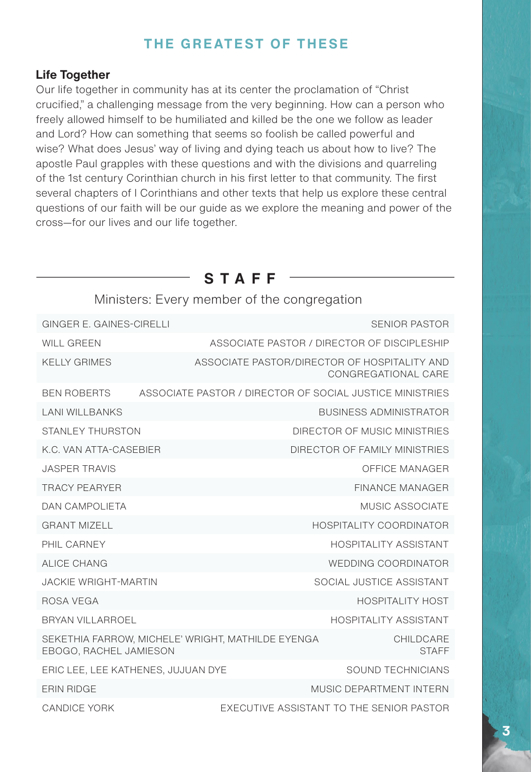# THE GREATEST OF THESE

**Life Together**

Our life together in community has at its center the proclamation of "Christ crucified," a challenging message from the very beginning. How can a person who freely allowed himself to be humiliated and killed be the one we follow as leader and Lord? How can something that seems so foolish be called powerful and wise? What does Jesus' way of living and dying teach us about how to live? The apostle Paul grapples with these questions and with the divisions and quarreling of the 1st century Corinthian church in his first letter to that community. The first several chapters of I Corinthians and other texts that help us explore these central questions of our faith will be our guide as we explore the meaning and power of the cross—for our lives and our life together.

## STAFF

Ministers: Every member of the congregation

| | |
|---|---|
| GINGER E. GAINES-CIRELLI | SENIOR PASTOR |
| WILL GREEN | ASSOCIATE PASTOR / DIRECTOR OF DISCIPLESHIP |
| KELLY GRIMES | ASSOCIATE PASTOR/DIRECTOR OF HOSPITALITY AND CONGREGATIONAL CARE |
| BEN ROBERTS | ASSOCIATE PASTOR / DIRECTOR OF SOCIAL JUSTICE MINISTRIES |
| LANI WILLBANKS | BUSINESS ADMINISTRATOR |
| STANLEY THURSTON | DIRECTOR OF MUSIC MINISTRIES |
| K.C. VAN ATTA-CASEBIER | DIRECTOR OF FAMILY MINISTRIES |
| JASPER TRAVIS | OFFICE MANAGER |
| TRACY PEARYER | FINANCE MANAGER |
| DAN CAMPOLIETA | MUSIC ASSOCIATE |
| GRANT MIZELL | HOSPITALITY COORDINATOR |
| PHIL CARNEY | HOSPITALITY ASSISTANT |
| ALICE CHANG | WEDDING COORDINATOR |
| JACKIE WRIGHT-MARTIN | SOCIAL JUSTICE ASSISTANT |
| ROSA VEGA | HOSPITALITY HOST |
| BRYAN VILLARROEL | HOSPITALITY ASSISTANT |
| SEKETHIA FARROW, MICHELE' WRIGHT, MATHILDE EYENGA EBOGO, RACHEL JAMIESON | CHILDCARE STAFF |
| ERIC LEE, LEE KATHENES, JUJUAN DYE | SOUND TECHNICIANS |
| ERIN RIDGE | MUSIC DEPARTMENT INTERN |
| CANDICE YORK | EXECUTIVE ASSISTANT TO THE SENIOR PASTOR |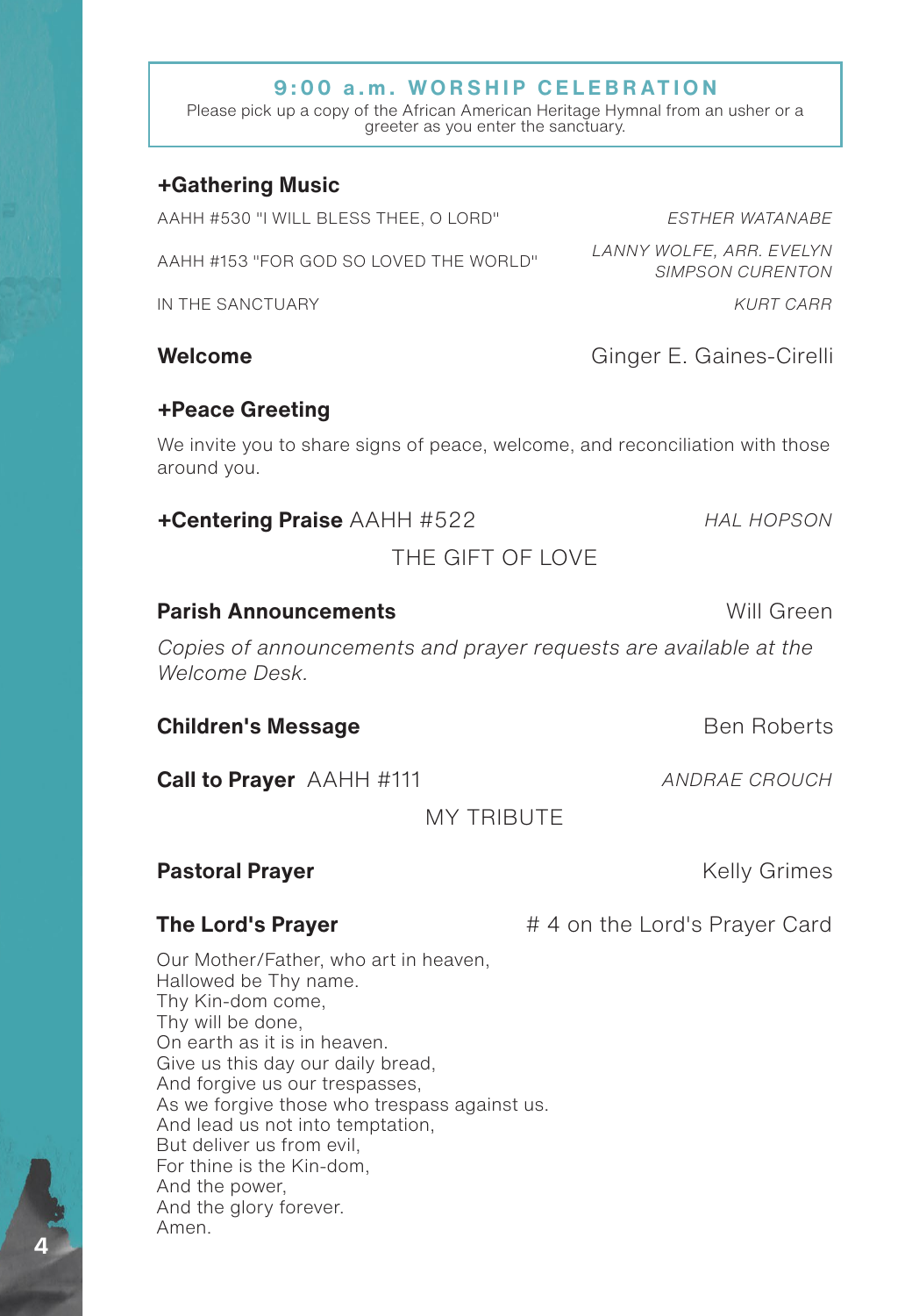## 9:00 a.m. WORSHIP CELEBRATION

Please pick up a copy of the African American Heritage Hymnal from an usher or a greeter as you enter the sanctuary.

**+Gathering Music**

AAHH #530 "I WILL BLESS THEE, O LORD" — *ESTHER WATANABE*

AAHH #153 "FOR GOD SO LOVED THE WORLD" — *LANNY WOLFE, ARR. EVELYN SIMPSON CURENTON*

IN THE SANCTUARY — *KURT CARR*

**Welcome** — Ginger E. Gaines-Cirelli

**+Peace Greeting**

We invite you to share signs of peace, welcome, and reconciliation with those around you.

**+Centering Praise** AAHH #522 — *HAL HOPSON*

THE GIFT OF LOVE

**Parish Announcements** — Will Green

*Copies of announcements and prayer requests are available at the Welcome Desk.*

**Children's Message** — Ben Roberts

**Call to Prayer** AAHH #111 — *ANDRAE CROUCH*

MY TRIBUTE

**Pastoral Prayer** — Kelly Grimes

**The Lord's Prayer** — # 4 on the Lord's Prayer Card

Our Mother/Father, who art in heaven,
Hallowed be Thy name.
Thy Kin-dom come,
Thy will be done,
On earth as it is in heaven.
Give us this day our daily bread,
And forgive us our trespasses,
As we forgive those who trespass against us.
And lead us not into temptation,
But deliver us from evil,
For thine is the Kin-dom,
And the power,
And the glory forever.
Amen.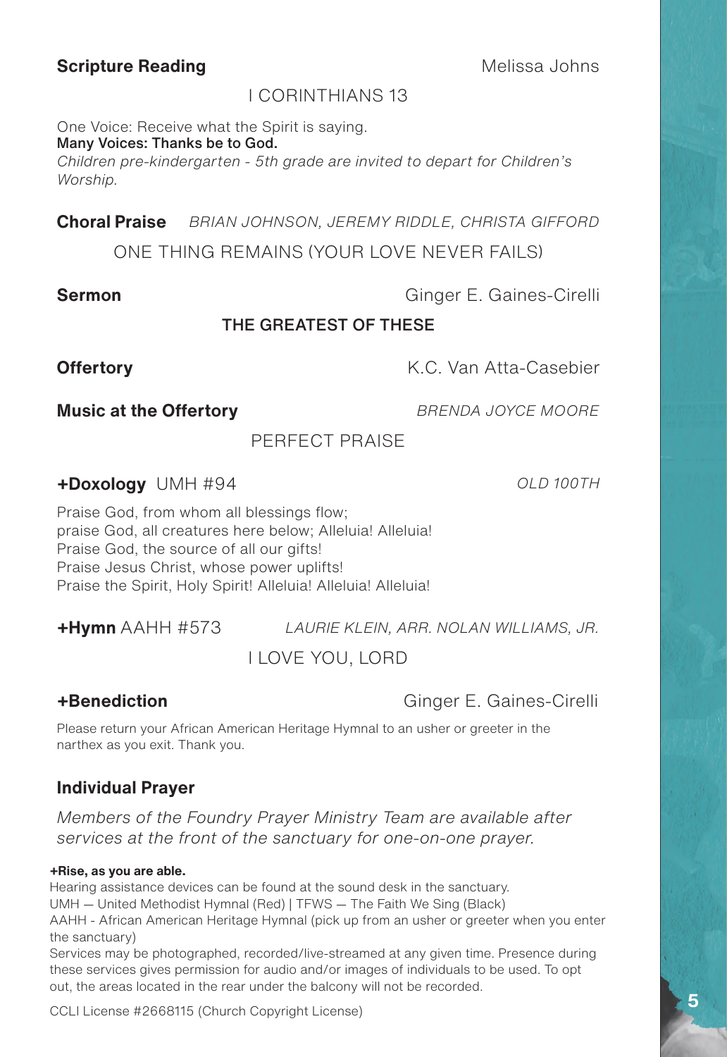**Scripture Reading** Melissa Johns

I CORINTHIANS 13

One Voice: Receive what the Spirit is saying.
**Many Voices: Thanks be to God.**
*Children pre-kindergarten - 5th grade are invited to depart for Children's Worship.*

**Choral Praise** *BRIAN JOHNSON, JEREMY RIDDLE, CHRISTA GIFFORD*

ONE THING REMAINS (YOUR LOVE NEVER FAILS)

**Sermon** Ginger E. Gaines-Cirelli

**THE GREATEST OF THESE**

**Offertory** K.C. Van Atta-Casebier

**Music at the Offertory** *BRENDA JOYCE MOORE*

PERFECT PRAISE

**+Doxology** UMH #94 *OLD 100TH*

Praise God, from whom all blessings flow;
praise God, all creatures here below; Alleluia! Alleluia!
Praise God, the source of all our gifts!
Praise Jesus Christ, whose power uplifts!
Praise the Spirit, Holy Spirit! Alleluia! Alleluia! Alleluia!

**+Hymn** AAHH #573 *LAURIE KLEIN, ARR. NOLAN WILLIAMS, JR.*

I LOVE YOU, LORD

**+Benediction** Ginger E. Gaines-Cirelli

Please return your African American Heritage Hymnal to an usher or greeter in the narthex as you exit. Thank you.

### Individual Prayer

*Members of the Foundry Prayer Ministry Team are available after services at the front of the sanctuary for one-on-one prayer.*

**+Rise, as you are able.**
Hearing assistance devices can be found at the sound desk in the sanctuary.
UMH — United Methodist Hymnal (Red) | TFWS — The Faith We Sing (Black)
AAHH - African American Heritage Hymnal (pick up from an usher or greeter when you enter the sanctuary)
Services may be photographed, recorded/live-streamed at any given time. Presence during these services gives permission for audio and/or images of individuals to be used. To opt out, the areas located in the rear under the balcony will not be recorded.

CCLI License #2668115 (Church Copyright License)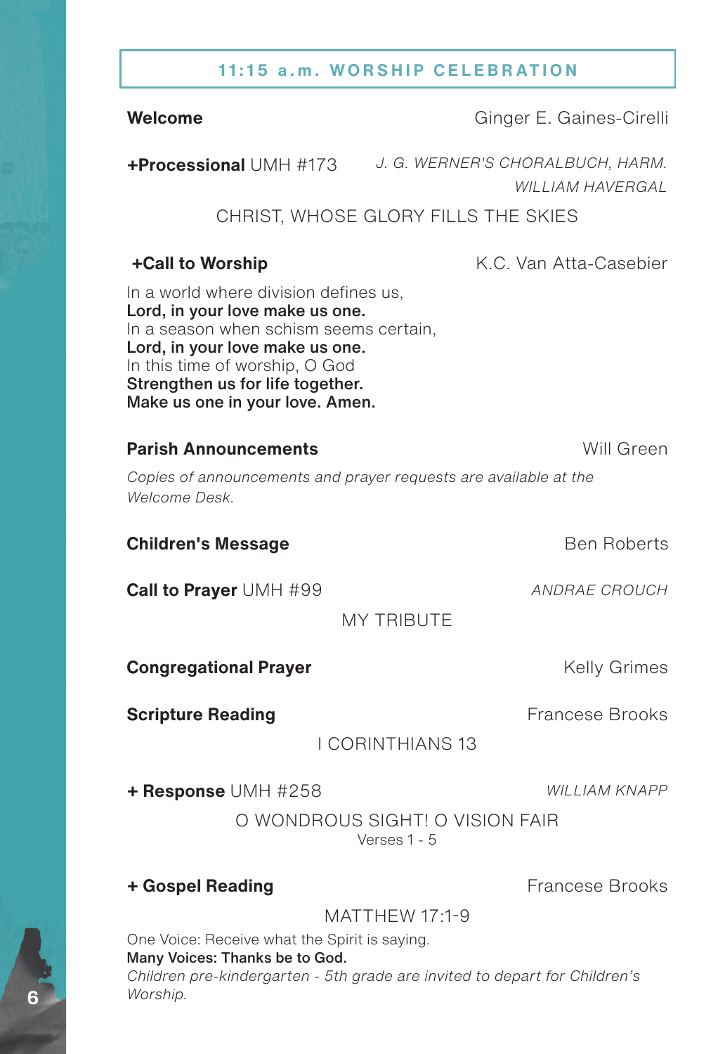## 11:15 a.m. WORSHIP CELEBRATION

**Welcome** Ginger E. Gaines-Cirelli

**+Processional** UMH #173 *J. G. WERNER'S CHORALBUCH, HARM. WILLIAM HAVERGAL*

CHRIST, WHOSE GLORY FILLS THE SKIES

**+Call to Worship** K.C. Van Atta-Casebier

In a world where division defines us,
**Lord, in your love make us one.**
In a season when schism seems certain,
**Lord, in your love make us one.**
In this time of worship, O God
**Strengthen us for life together.**
**Make us one in your love. Amen.**

**Parish Announcements** Will Green

*Copies of announcements and prayer requests are available at the Welcome Desk.*

**Children's Message** Ben Roberts

**Call to Prayer** UMH #99 *ANDRAE CROUCH*

MY TRIBUTE

**Congregational Prayer** Kelly Grimes

**Scripture Reading** Francese Brooks

I CORINTHIANS 13

**+ Response** UMH #258 *WILLIAM KNAPP*

O WONDROUS SIGHT! O VISION FAIR
Verses 1 - 5

**+ Gospel Reading** Francese Brooks

MATTHEW 17:1-9

One Voice: Receive what the Spirit is saying.
**Many Voices: Thanks be to God.**
*Children pre-kindergarten - 5th grade are invited to depart for Children's Worship.*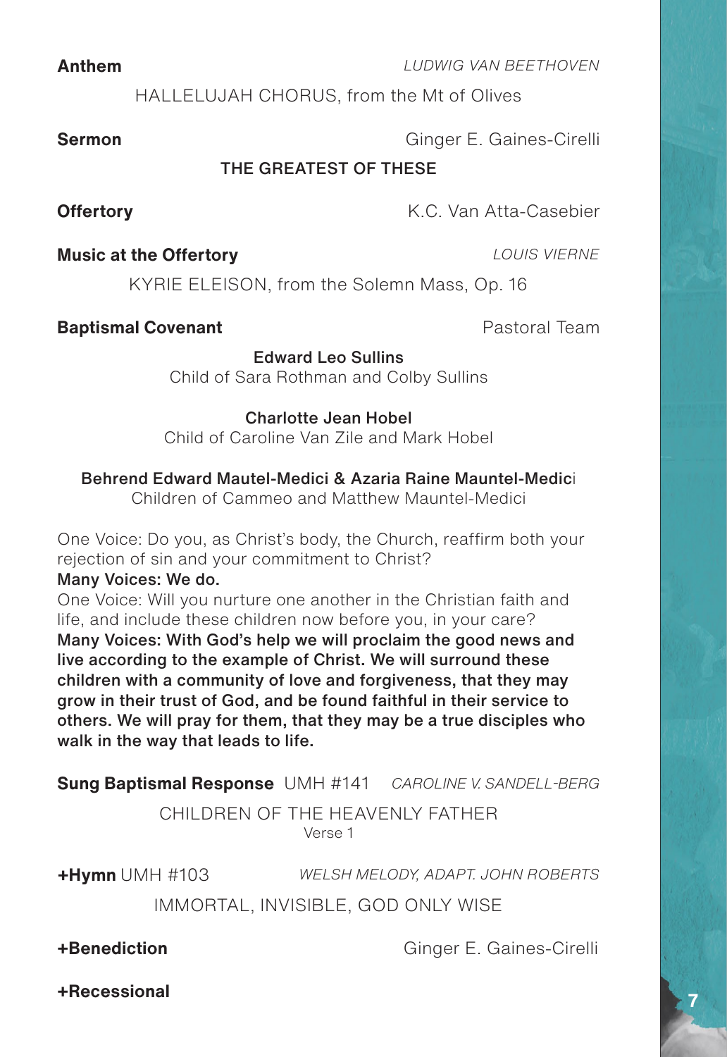**Anthem** *LUDWIG VAN BEETHOVEN*

HALLELUJAH CHORUS, from the Mt of Olives

**Sermon** Ginger E. Gaines-Cirelli

THE GREATEST OF THESE

**Offertory** K.C. Van Atta-Casebier

**Music at the Offertory** *LOUIS VIERNE*

KYRIE ELEISON, from the Solemn Mass, Op. 16

**Baptismal Covenant** Pastoral Team

Edward Leo Sullins
Child of Sara Rothman and Colby Sullins

Charlotte Jean Hobel
Child of Caroline Van Zile and Mark Hobel

Behrend Edward Mautel-Medici & Azaria Raine Mauntel-Medici
Children of Cammeo and Matthew Mauntel-Medici

One Voice: Do you, as Christ's body, the Church, reaffirm both your rejection of sin and your commitment to Christ?
**Many Voices: We do.**
One Voice: Will you nurture one another in the Christian faith and life, and include these children now before you, in your care?
**Many Voices: With God's help we will proclaim the good news and live according to the example of Christ. We will surround these children with a community of love and forgiveness, that they may grow in their trust of God, and be found faithful in their service to others. We will pray for them, that they may be a true disciples who walk in the way that leads to life.**

**Sung Baptismal Response** UMH #141 *CAROLINE V. SANDELL-BERG*

CHILDREN OF THE HEAVENLY FATHER
Verse 1

**+Hymn** UMH #103 *WELSH MELODY, ADAPT. JOHN ROBERTS*

IMMORTAL, INVISIBLE, GOD ONLY WISE

**+Benediction** Ginger E. Gaines-Cirelli

**+Recessional**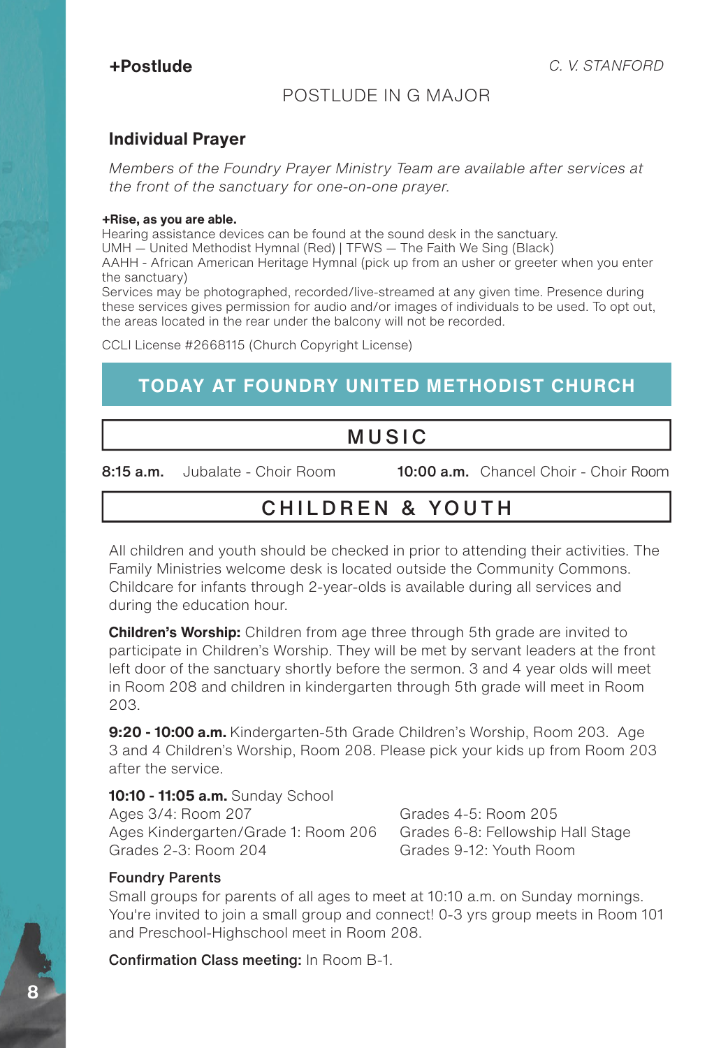**+Postlude** *C. V. STANFORD*

POSTLUDE IN G MAJOR

**Individual Prayer**

*Members of the Foundry Prayer Ministry Team are available after services at the front of the sanctuary for one-on-one prayer.*

**+Rise, as you are able.**
Hearing assistance devices can be found at the sound desk in the sanctuary.
UMH — United Methodist Hymnal (Red) | TFWS — The Faith We Sing (Black)
AAHH - African American Heritage Hymnal (pick up from an usher or greeter when you enter the sanctuary)
Services may be photographed, recorded/live-streamed at any given time. Presence during these services gives permission for audio and/or images of individuals to be used. To opt out, the areas located in the rear under the balcony will not be recorded.

CCLI License #2668115 (Church Copyright License)

## TODAY AT FOUNDRY UNITED METHODIST CHURCH

### MUSIC

**8:15 a.m.** Jubalate - Choir Room

**10:00 a.m.** Chancel Choir - Choir Room

### CHILDREN & YOUTH

All children and youth should be checked in prior to attending their activities. The Family Ministries welcome desk is located outside the Community Commons. Childcare for infants through 2-year-olds is available during all services and during the education hour.

**Children's Worship:** Children from age three through 5th grade are invited to participate in Children's Worship. They will be met by servant leaders at the front left door of the sanctuary shortly before the sermon. 3 and 4 year olds will meet in Room 208 and children in kindergarten through 5th grade will meet in Room 203.

**9:20 - 10:00 a.m.** Kindergarten-5th Grade Children's Worship, Room 203. Age 3 and 4 Children's Worship, Room 208. Please pick your kids up from Room 203 after the service.

**10:10 - 11:05 a.m.** Sunday School
Ages 3/4: Room 207
Ages Kindergarten/Grade 1: Room 206
Grades 2-3: Room 204
Grades 4-5: Room 205
Grades 6-8: Fellowship Hall Stage
Grades 9-12: Youth Room

**Foundry Parents**
Small groups for parents of all ages to meet at 10:10 a.m. on Sunday mornings. You're invited to join a small group and connect! 0-3 yrs group meets in Room 101 and Preschool-Highschool meet in Room 208.

**Confirmation Class meeting:** In Room B-1.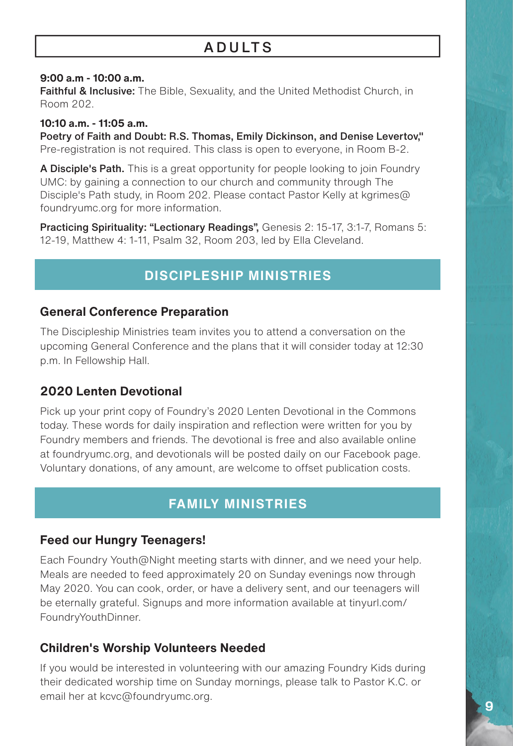## ADULTS

**9:00 a.m - 10:00 a.m.**
**Faithful & Inclusive:** The Bible, Sexuality, and the United Methodist Church, in Room 202.

**10:10 a.m. - 11:05 a.m.**
**Poetry of Faith and Doubt: R.S. Thomas, Emily Dickinson, and Denise Levertov,"** Pre-registration is not required. This class is open to everyone, in Room B-2.

**A Disciple's Path.** This is a great opportunity for people looking to join Foundry UMC: by gaining a connection to our church and community through The Disciple's Path study, in Room 202. Please contact Pastor Kelly at kgrimes@foundryumc.org for more information.

**Practicing Spirituality: "Lectionary Readings",** Genesis 2: 15-17, 3:1-7, Romans 5: 12-19, Matthew 4: 1-11, Psalm 32, Room 203, led by Ella Cleveland.

## DISCIPLESHIP MINISTRIES

### General Conference Preparation

The Discipleship Ministries team invites you to attend a conversation on the upcoming General Conference and the plans that it will consider today at 12:30 p.m. In Fellowship Hall.

### 2020 Lenten Devotional

Pick up your print copy of Foundry's 2020 Lenten Devotional in the Commons today. These words for daily inspiration and reflection were written for you by Foundry members and friends. The devotional is free and also available online at foundryumc.org, and devotionals will be posted daily on our Facebook page. Voluntary donations, of any amount, are welcome to offset publication costs.

## FAMILY MINISTRIES

### Feed our Hungry Teenagers!

Each Foundry Youth@Night meeting starts with dinner, and we need your help. Meals are needed to feed approximately 20 on Sunday evenings now through May 2020. You can cook, order, or have a delivery sent, and our teenagers will be eternally grateful. Signups and more information available at tinyurl.com/FoundryYouthDinner.

### Children's Worship Volunteers Needed

If you would be interested in volunteering with our amazing Foundry Kids during their dedicated worship time on Sunday mornings, please talk to Pastor K.C. or email her at kcvc@foundryumc.org.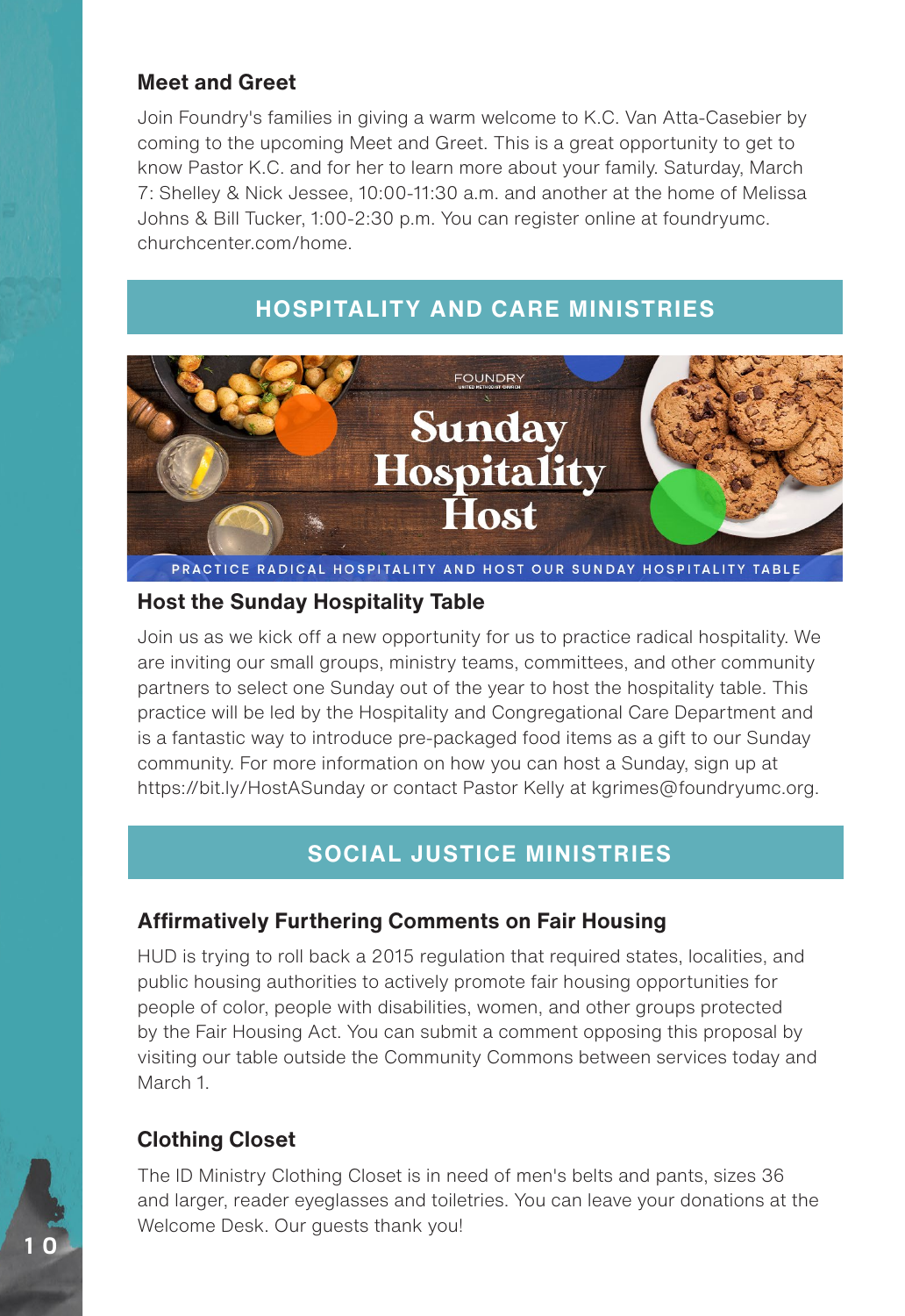### Meet and Greet

Join Foundry's families in giving a warm welcome to K.C. Van Atta-Casebier by coming to the upcoming Meet and Greet. This is a great opportunity to get to know Pastor K.C. and for her to learn more about your family. Saturday, March 7: Shelley & Nick Jessee, 10:00-11:30 a.m. and another at the home of Melissa Johns & Bill Tucker, 1:00-2:30 p.m. You can register online at foundryumc.churchcenter.com/home.

## HOSPITALITY AND CARE MINISTRIES

FOUNDRY UNITED METHODIST CHURCH

Sunday Hospitality Host

PRACTICE RADICAL HOSPITALITY AND HOST OUR SUNDAY HOSPITALITY TABLE

### Host the Sunday Hospitality Table

Join us as we kick off a new opportunity for us to practice radical hospitality. We are inviting our small groups, ministry teams, committees, and other community partners to select one Sunday out of the year to host the hospitality table. This practice will be led by the Hospitality and Congregational Care Department and is a fantastic way to introduce pre-packaged food items as a gift to our Sunday community. For more information on how you can host a Sunday, sign up at https://bit.ly/HostASunday or contact Pastor Kelly at kgrimes@foundryumc.org.

## SOCIAL JUSTICE MINISTRIES

### Affirmatively Furthering Comments on Fair Housing

HUD is trying to roll back a 2015 regulation that required states, localities, and public housing authorities to actively promote fair housing opportunities for people of color, people with disabilities, women, and other groups protected by the Fair Housing Act. You can submit a comment opposing this proposal by visiting our table outside the Community Commons between services today and March 1.

### Clothing Closet

The ID Ministry Clothing Closet is in need of men's belts and pants, sizes 36 and larger, reader eyeglasses and toiletries. You can leave your donations at the Welcome Desk. Our guests thank you!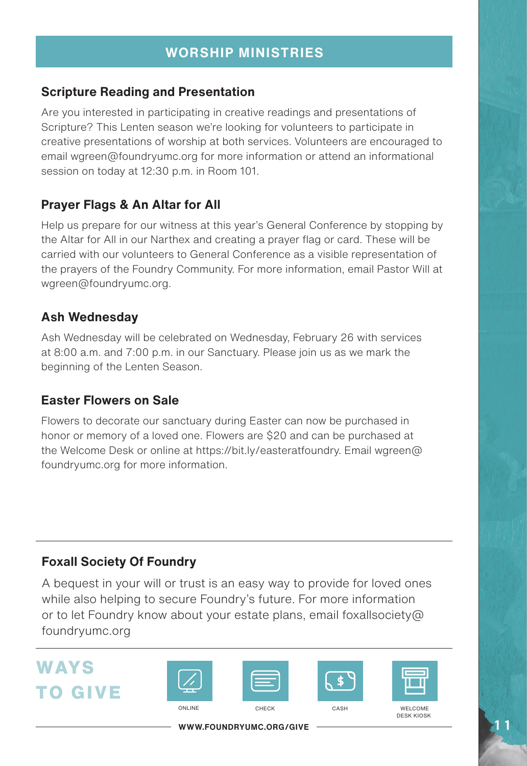## WORSHIP MINISTRIES

### Scripture Reading and Presentation

Are you interested in participating in creative readings and presentations of Scripture? This Lenten season we're looking for volunteers to participate in creative presentations of worship at both services. Volunteers are encouraged to email wgreen@foundryumc.org for more information or attend an informational session on today at 12:30 p.m. in Room 101.

### Prayer Flags & An Altar for All

Help us prepare for our witness at this year's General Conference by stopping by the Altar for All in our Narthex and creating a prayer flag or card. These will be carried with our volunteers to General Conference as a visible representation of the prayers of the Foundry Community. For more information, email Pastor Will at wgreen@foundryumc.org.

### Ash Wednesday

Ash Wednesday will be celebrated on Wednesday, February 26 with services at 8:00 a.m. and 7:00 p.m. in our Sanctuary. Please join us as we mark the beginning of the Lenten Season.

### Easter Flowers on Sale

Flowers to decorate our sanctuary during Easter can now be purchased in honor or memory of a loved one. Flowers are $20 and can be purchased at the Welcome Desk or online at https://bit.ly/easteratfoundry. Email wgreen@foundryumc.org for more information.

---

### Foxall Society Of Foundry

A bequest in your will or trust is an easy way to provide for loved ones while also helping to secure Foundry's future. For more information or to let Foundry know about your estate plans, email foxallsociety@foundryumc.org

---

## WAYS TO GIVE

ONLINE | CHECK | CASH | WELCOME DESK KIOSK

**WWW.FOUNDRYUMC.ORG/GIVE**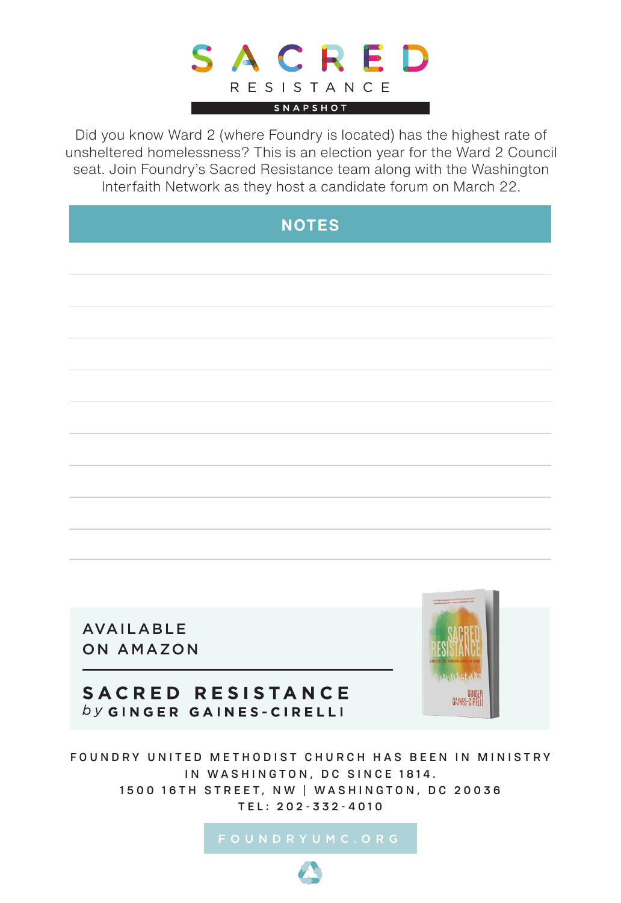# SACRED

RESISTANCE

SNAPSHOT

Did you know Ward 2 (where Foundry is located) has the highest rate of unsheltered homelessness? This is an election year for the Ward 2 Council seat. Join Foundry's Sacred Resistance team along with the Washington Interfaith Network as they host a candidate forum on March 22.

## NOTES

AVAILABLE
ON AMAZON

**SACRED RESISTANCE**
*by* **GINGER GAINES-CIRELLI**

FOUNDRY UNITED METHODIST CHURCH HAS BEEN IN MINISTRY IN WASHINGTON, DC SINCE 1814.
1500 16TH STREET, NW | WASHINGTON, DC 20036
TEL: 202-332-4010

FOUNDRYUMC.ORG